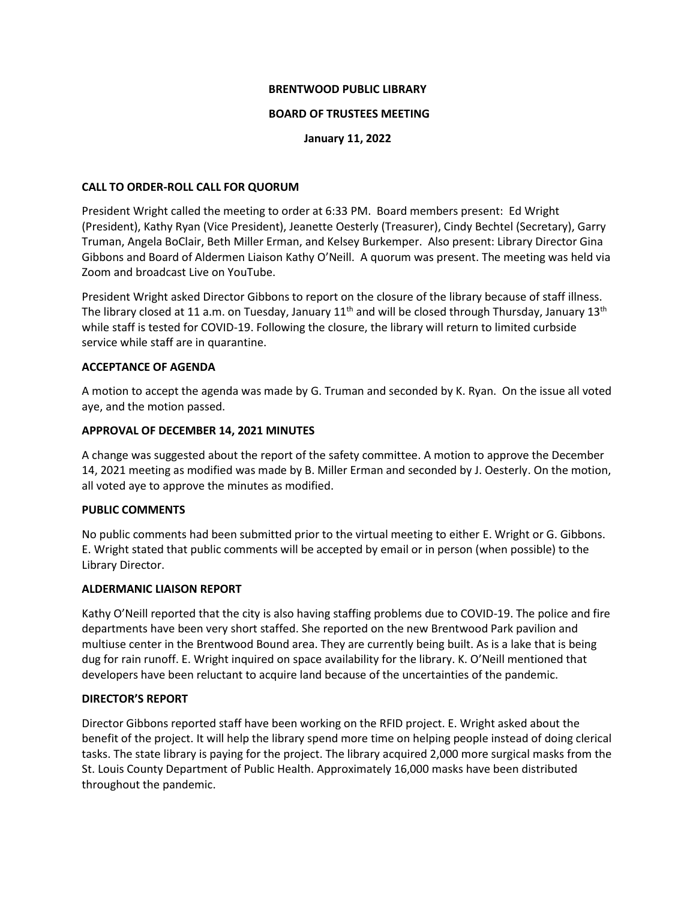# BRENTWOOD PUBLIC LIBRARY

## BOARD OF TRUSTEES MEETING

**January 11, 2022**

### CALL TO ORDER-ROLL CALL FOR QUORUM

President Wright called the meeting to order at 6:33 PM. Board members present: Ed Wright (President), Kathy Ryan (Vice President), Jeanette Oesterly (Treasurer), Cindy Bechtel (Secretary), Garry Truman, Angela BoClair, Beth Miller Erman, and Kelsey Burkemper. Also present: Library Director Gina Gibbons and Board of Aldermen Liaison Kathy O'Neill. A quorum was present. The meeting was held via Zoom and broadcast Live on YouTube.

President Wright asked Director Gibbons to report on the closure of the library because of staff illness. The library closed at 11 a.m. on Tuesday, January 11th and will be closed through Thursday, January 13th while staff is tested for COVID-19. Following the closure, the library will return to limited curbside service while staff are in quarantine.

### ACCEPTANCE OF AGENDA

A motion to accept the agenda was made by G. Truman and seconded by K. Ryan. On the issue all voted aye, and the motion passed.

### APPROVAL OF DECEMBER 14, 2021 MINUTES

A change was suggested about the report of the safety committee. A motion to approve the December 14, 2021 meeting as modified was made by B. Miller Erman and seconded by J. Oesterly. On the motion, all voted aye to approve the minutes as modified.

### PUBLIC COMMENTS

No public comments had been submitted prior to the virtual meeting to either E. Wright or G. Gibbons. E. Wright stated that public comments will be accepted by email or in person (when possible) to the Library Director.

### ALDERMANIC LIAISON REPORT

Kathy O'Neill reported that the city is also having staffing problems due to COVID-19. The police and fire departments have been very short staffed. She reported on the new Brentwood Park pavilion and multiuse center in the Brentwood Bound area. They are currently being built. As is a lake that is being dug for rain runoff. E. Wright inquired on space availability for the library. K. O'Neill mentioned that developers have been reluctant to acquire land because of the uncertainties of the pandemic.

### DIRECTOR'S REPORT

Director Gibbons reported staff have been working on the RFID project. E. Wright asked about the benefit of the project. It will help the library spend more time on helping people instead of doing clerical tasks. The state library is paying for the project. The library acquired 2,000 more surgical masks from the St. Louis County Department of Public Health. Approximately 16,000 masks have been distributed throughout the pandemic.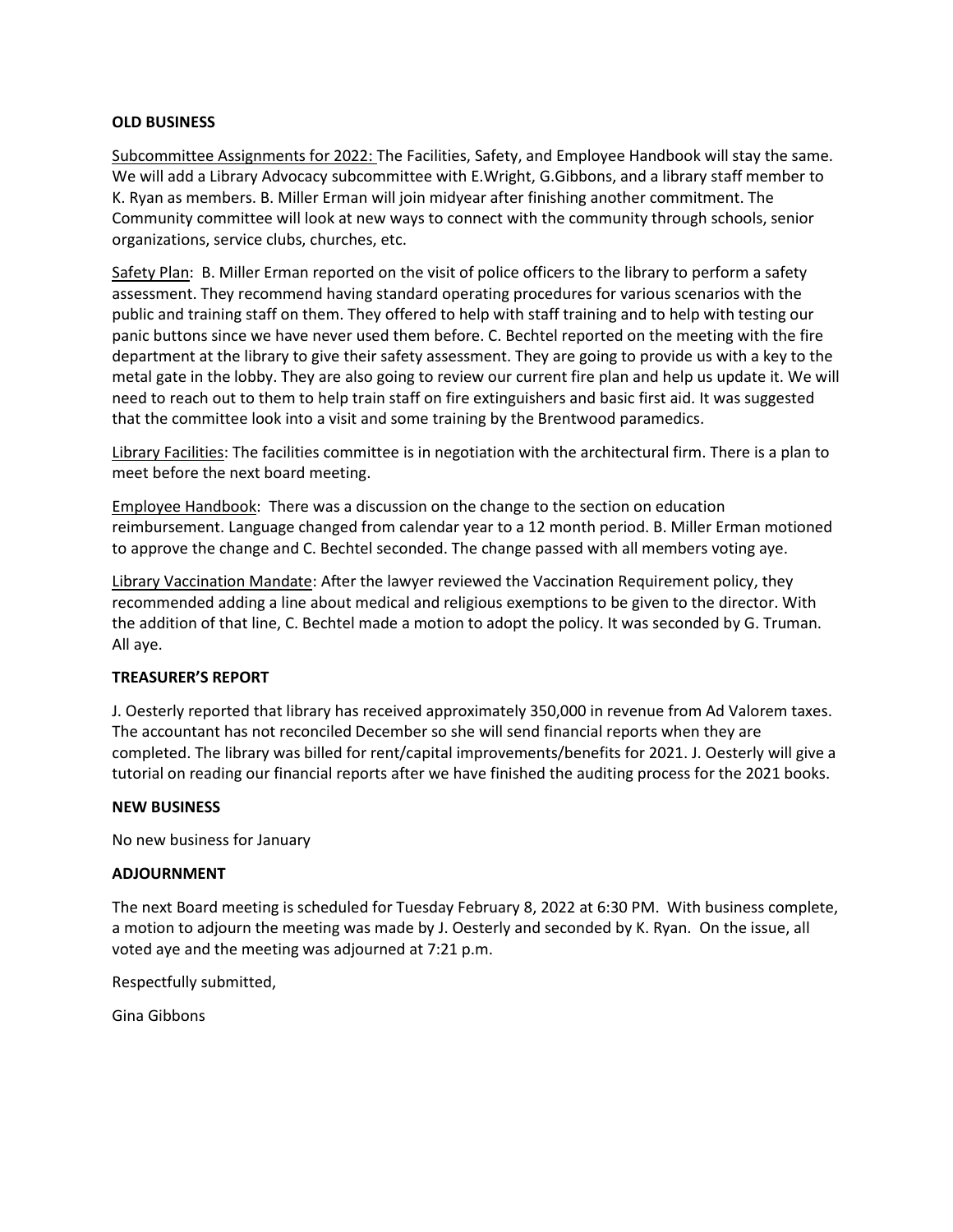**OLD BUSINESS**

Subcommittee Assignments for 2022: The Facilities, Safety, and Employee Handbook will stay the same. We will add a Library Advocacy subcommittee with E.Wright, G.Gibbons, and a library staff member to K. Ryan as members. B. Miller Erman will join midyear after finishing another commitment. The Community committee will look at new ways to connect with the community through schools, senior organizations, service clubs, churches, etc.

Safety Plan: B. Miller Erman reported on the visit of police officers to the library to perform a safety assessment. They recommend having standard operating procedures for various scenarios with the public and training staff on them. They offered to help with staff training and to help with testing our panic buttons since we have never used them before. C. Bechtel reported on the meeting with the fire department at the library to give their safety assessment. They are going to provide us with a key to the metal gate in the lobby. They are also going to review our current fire plan and help us update it. We will need to reach out to them to help train staff on fire extinguishers and basic first aid. It was suggested that the committee look into a visit and some training by the Brentwood paramedics.

Library Facilities: The facilities committee is in negotiation with the architectural firm. There is a plan to meet before the next board meeting.

Employee Handbook: There was a discussion on the change to the section on education reimbursement. Language changed from calendar year to a 12 month period. B. Miller Erman motioned to approve the change and C. Bechtel seconded. The change passed with all members voting aye.

Library Vaccination Mandate: After the lawyer reviewed the Vaccination Requirement policy, they recommended adding a line about medical and religious exemptions to be given to the director. With the addition of that line, C. Bechtel made a motion to adopt the policy. It was seconded by G. Truman. All aye.

**TREASURER'S REPORT**

J. Oesterly reported that library has received approximately 350,000 in revenue from Ad Valorem taxes. The accountant has not reconciled December so she will send financial reports when they are completed. The library was billed for rent/capital improvements/benefits for 2021. J. Oesterly will give a tutorial on reading our financial reports after we have finished the auditing process for the 2021 books.

**NEW BUSINESS**

No new business for January

**ADJOURNMENT**

The next Board meeting is scheduled for Tuesday February 8, 2022 at 6:30 PM. With business complete, a motion to adjourn the meeting was made by J. Oesterly and seconded by K. Ryan. On the issue, all voted aye and the meeting was adjourned at 7:21 p.m.

Respectfully submitted,

Gina Gibbons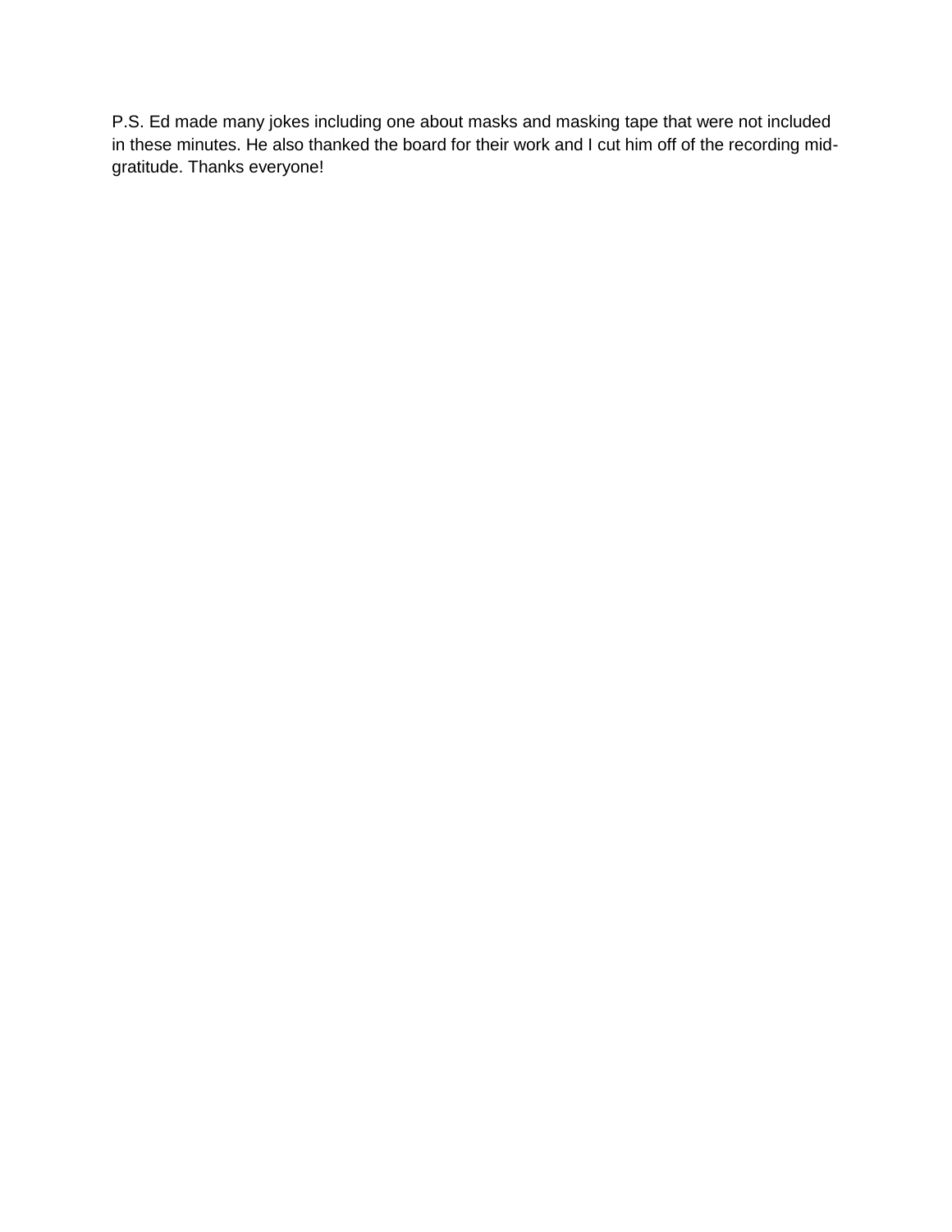P.S. Ed made many jokes including one about masks and masking tape that were not included in these minutes. He also thanked the board for their work and I cut him off of the recording mid-gratitude. Thanks everyone!